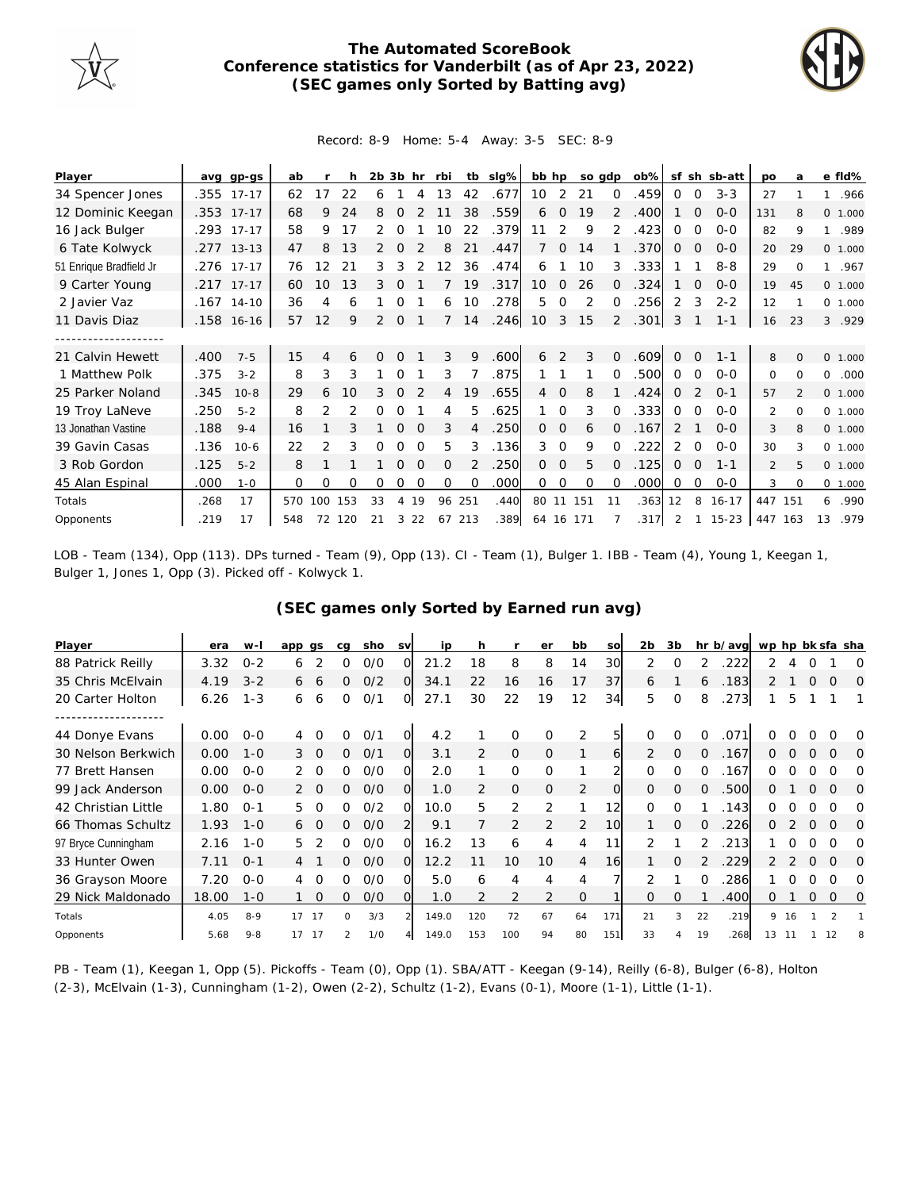# The Automated ScoreBook
## Conference statistics for Vanderbilt (as of Apr 23, 2022)
## (SEC games only Sorted by Batting avg)

Record: 8-9 Home: 5-4 Away: 3-5 SEC: 8-9

| Player | avg | gp-gs | ab | r | h | 2b | 3b | hr | rbi | tb | slg% | bb | hp | so | gdp | ob% | sf | sh | sb-att | po | a | e | fld% |
|---|---|---|---|---|---|---|---|---|---|---|---|---|---|---|---|---|---|---|---|---|---|---|---|
| 34 Spencer Jones | .355 | 17-17 | 62 | 17 | 22 | 6 | 1 | 4 | 13 | 42 | .677 | 10 | 2 | 21 | 0 | .459 | 0 | 0 | 3-3 | 27 | 1 | 1 | .966 |
| 12 Dominic Keegan | .353 | 17-17 | 68 | 9 | 24 | 8 | 0 | 2 | 11 | 38 | .559 | 6 | 0 | 19 | 2 | .400 | 1 | 0 | 0-0 | 131 | 8 | 0 | 1.000 |
| 16 Jack Bulger | .293 | 17-17 | 58 | 9 | 17 | 2 | 0 | 1 | 10 | 22 | .379 | 11 | 2 | 9 | 2 | .423 | 0 | 0 | 0-0 | 82 | 9 | 1 | .989 |
| 6 Tate Kolwyck | .277 | 13-13 | 47 | 8 | 13 | 2 | 0 | 2 | 8 | 21 | .447 | 7 | 0 | 14 | 1 | .370 | 0 | 0 | 0-0 | 20 | 29 | 0 | 1.000 |
| 51 Enrique Bradfield Jr | .276 | 17-17 | 76 | 12 | 21 | 3 | 3 | 2 | 12 | 36 | .474 | 6 | 1 | 10 | 3 | .333 | 1 | 1 | 8-8 | 29 | 0 | 1 | .967 |
| 9 Carter Young | .217 | 17-17 | 60 | 10 | 13 | 3 | 0 | 1 | 7 | 19 | .317 | 10 | 0 | 26 | 0 | .324 | 1 | 0 | 0-0 | 19 | 45 | 0 | 1.000 |
| 2 Javier Vaz | .167 | 14-10 | 36 | 4 | 6 | 1 | 0 | 1 | 6 | 10 | .278 | 5 | 0 | 2 | 0 | .256 | 2 | 3 | 2-2 | 12 | 1 | 0 | 1.000 |
| 11 Davis Diaz | .158 | 16-16 | 57 | 12 | 9 | 2 | 0 | 1 | 7 | 14 | .246 | 10 | 3 | 15 | 2 | .301 | 3 | 1 | 1-1 | 16 | 23 | 3 | .929 |
| -------------------- | | | | | | | | | | | | | | | | | | | | | | | |
| 21 Calvin Hewett | .400 | 7-5 | 15 | 4 | 6 | 0 | 0 | 1 | 3 | 9 | .600 | 6 | 2 | 3 | 0 | .609 | 0 | 0 | 1-1 | 8 | 0 | 0 | 1.000 |
| 1 Matthew Polk | .375 | 3-2 | 8 | 3 | 3 | 1 | 0 | 1 | 3 | 7 | .875 | 1 | 1 | 1 | 0 | .500 | 0 | 0 | 0-0 | 0 | 0 | 0 | .000 |
| 25 Parker Noland | .345 | 10-8 | 29 | 6 | 10 | 3 | 0 | 2 | 4 | 19 | .655 | 4 | 0 | 8 | 1 | .424 | 0 | 2 | 0-1 | 57 | 2 | 0 | 1.000 |
| 19 Troy LaNeve | .250 | 5-2 | 8 | 2 | 2 | 0 | 0 | 1 | 4 | 5 | .625 | 1 | 0 | 3 | 0 | .333 | 0 | 0 | 0-0 | 2 | 0 | 0 | 1.000 |
| 13 Jonathan Vastine | .188 | 9-4 | 16 | 1 | 3 | 1 | 0 | 0 | 3 | 4 | .250 | 0 | 0 | 6 | 0 | .167 | 2 | 1 | 0-0 | 3 | 8 | 0 | 1.000 |
| 39 Gavin Casas | .136 | 10-6 | 22 | 2 | 3 | 0 | 0 | 0 | 5 | 3 | .136 | 3 | 0 | 9 | 0 | .222 | 2 | 0 | 0-0 | 30 | 3 | 0 | 1.000 |
| 3 Rob Gordon | .125 | 5-2 | 8 | 1 | 1 | 1 | 0 | 0 | 0 | 2 | .250 | 0 | 0 | 5 | 0 | .125 | 0 | 0 | 1-1 | 2 | 5 | 0 | 1.000 |
| 45 Alan Espinal | .000 | 1-0 | 0 | 0 | 0 | 0 | 0 | 0 | 0 | 0 | .000 | 0 | 0 | 0 | 0 | .000 | 0 | 0 | 0-0 | 3 | 0 | 0 | 1.000 |
| Totals | .268 | 17 | 570 | 100 | 153 | 33 | 4 | 19 | 96 | 251 | .440 | 80 | 11 | 151 | 11 | .363 | 12 | 8 | 16-17 | 447 | 151 | 6 | .990 |
| Opponents | .219 | 17 | 548 | 72 | 120 | 21 | 3 | 22 | 67 | 213 | .389 | 64 | 16 | 171 | 7 | .317 | 2 | 1 | 15-23 | 447 | 163 | 13 | .979 |

LOB - Team (134), Opp (113). DPs turned - Team (9), Opp (13). CI - Team (1), Bulger 1. IBB - Team (4), Young 1, Keegan 1, Bulger 1, Jones 1, Opp (3). Picked off - Kolwyck 1.

## (SEC games only Sorted by Earned run avg)

| Player | era | w-l | app | gs | cg | sho | sv | ip | h | r | er | bb | so | 2b | 3b | hr | b/avg | wp | hp | bk | sfa | sha |
|---|---|---|---|---|---|---|---|---|---|---|---|---|---|---|---|---|---|---|---|---|---|---|
| 88 Patrick Reilly | 3.32 | 0-2 | 6 | 2 | 0 | 0/0 | 0 | 21.2 | 18 | 8 | 8 | 14 | 30 | 2 | 0 | 2 | .222 | 2 | 4 | 0 | 1 | 0 |
| 35 Chris McElvain | 4.19 | 3-2 | 6 | 6 | 0 | 0/2 | 0 | 34.1 | 22 | 16 | 16 | 17 | 37 | 6 | 1 | 6 | .183 | 2 | 1 | 0 | 0 | 0 |
| 20 Carter Holton | 6.26 | 1-3 | 6 | 6 | 0 | 0/1 | 0 | 27.1 | 30 | 22 | 19 | 12 | 34 | 5 | 0 | 8 | .273 | 1 | 5 | 1 | 1 | 1 |
| -------------------- | | | | | | | | | | | | | | | | | | | | | | |
| 44 Donye Evans | 0.00 | 0-0 | 4 | 0 | 0 | 0/1 | 0 | 4.2 | 1 | 0 | 0 | 2 | 5 | 0 | 0 | 0 | .071 | 0 | 0 | 0 | 0 | 0 |
| 30 Nelson Berkwich | 0.00 | 1-0 | 3 | 0 | 0 | 0/1 | 0 | 3.1 | 2 | 0 | 0 | 1 | 6 | 2 | 0 | 0 | .167 | 0 | 0 | 0 | 0 | 0 |
| 77 Brett Hansen | 0.00 | 0-0 | 2 | 0 | 0 | 0/0 | 0 | 2.0 | 1 | 0 | 0 | 1 | 2 | 0 | 0 | 0 | .167 | 0 | 0 | 0 | 0 | 0 |
| 99 Jack Anderson | 0.00 | 0-0 | 2 | 0 | 0 | 0/0 | 0 | 1.0 | 2 | 0 | 0 | 2 | 0 | 0 | 0 | 0 | .500 | 0 | 1 | 0 | 0 | 0 |
| 42 Christian Little | 1.80 | 0-1 | 5 | 0 | 0 | 0/2 | 0 | 10.0 | 5 | 2 | 2 | 1 | 12 | 0 | 0 | 1 | .143 | 0 | 0 | 0 | 0 | 0 |
| 66 Thomas Schultz | 1.93 | 1-0 | 6 | 0 | 0 | 0/0 | 2 | 9.1 | 7 | 2 | 2 | 2 | 10 | 1 | 0 | 0 | .226 | 0 | 2 | 0 | 0 | 0 |
| 97 Bryce Cunningham | 2.16 | 1-0 | 5 | 2 | 0 | 0/0 | 0 | 16.2 | 13 | 6 | 4 | 4 | 11 | 2 | 1 | 2 | .213 | 1 | 0 | 0 | 0 | 0 |
| 33 Hunter Owen | 7.11 | 0-1 | 4 | 1 | 0 | 0/0 | 0 | 12.2 | 11 | 10 | 10 | 4 | 16 | 1 | 0 | 2 | .229 | 2 | 2 | 0 | 0 | 0 |
| 36 Grayson Moore | 7.20 | 0-0 | 4 | 0 | 0 | 0/0 | 0 | 5.0 | 6 | 4 | 4 | 4 | 7 | 2 | 1 | 0 | .286 | 1 | 0 | 0 | 0 | 0 |
| 29 Nick Maldonado | 18.00 | 1-0 | 1 | 0 | 0 | 0/0 | 0 | 1.0 | 2 | 2 | 2 | 0 | 1 | 0 | 0 | 1 | .400 | 0 | 1 | 0 | 0 | 0 |
| Totals | 4.05 | 8-9 | 17 | 17 | 0 | 3/3 | 2 | 149.0 | 120 | 72 | 67 | 64 | 171 | 21 | 3 | 22 | .219 | 9 | 16 | 1 | 2 | 1 |
| Opponents | 5.68 | 9-8 | 17 | 17 | 2 | 1/0 | 4 | 149.0 | 153 | 100 | 94 | 80 | 151 | 33 | 4 | 19 | .268 | 13 | 11 | 1 | 12 | 8 |

PB - Team (1), Keegan 1, Opp (5). Pickoffs - Team (0), Opp (1). SBA/ATT - Keegan (9-14), Reilly (6-8), Bulger (6-8), Holton (2-3), McElvain (1-3), Cunningham (1-2), Owen (2-2), Schultz (1-2), Evans (0-1), Moore (1-1), Little (1-1).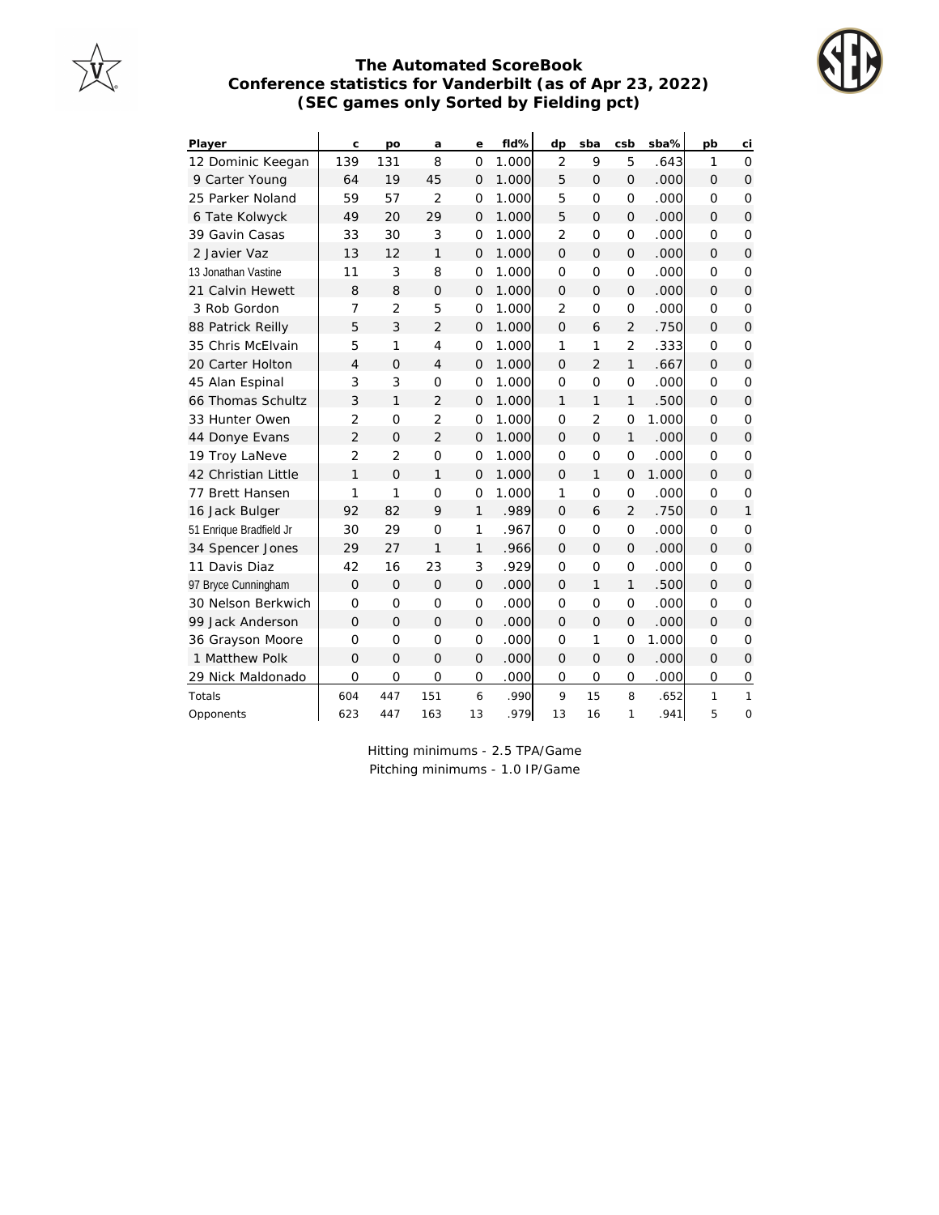# The Automated ScoreBook
## Conference statistics for Vanderbilt (as of Apr 23, 2022)
## (SEC games only Sorted by Fielding pct)

| Player | c | po | a | e | fld% | dp | sba | csb | sba% | pb | ci |
|---|---|---|---|---|---|---|---|---|---|---|---|
| 12 Dominic Keegan | 139 | 131 | 8 | 0 | 1.000 | 2 | 9 | 5 | .643 | 1 | 0 |
| 9 Carter Young | 64 | 19 | 45 | 0 | 1.000 | 5 | 0 | 0 | .000 | 0 | 0 |
| 25 Parker Noland | 59 | 57 | 2 | 0 | 1.000 | 5 | 0 | 0 | .000 | 0 | 0 |
| 6 Tate Kolwyck | 49 | 20 | 29 | 0 | 1.000 | 5 | 0 | 0 | .000 | 0 | 0 |
| 39 Gavin Casas | 33 | 30 | 3 | 0 | 1.000 | 2 | 0 | 0 | .000 | 0 | 0 |
| 2 Javier Vaz | 13 | 12 | 1 | 0 | 1.000 | 0 | 0 | 0 | .000 | 0 | 0 |
| 13 Jonathan Vastine | 11 | 3 | 8 | 0 | 1.000 | 0 | 0 | 0 | .000 | 0 | 0 |
| 21 Calvin Hewett | 8 | 8 | 0 | 0 | 1.000 | 0 | 0 | 0 | .000 | 0 | 0 |
| 3 Rob Gordon | 7 | 2 | 5 | 0 | 1.000 | 2 | 0 | 0 | .000 | 0 | 0 |
| 88 Patrick Reilly | 5 | 3 | 2 | 0 | 1.000 | 0 | 6 | 2 | .750 | 0 | 0 |
| 35 Chris McElvain | 5 | 1 | 4 | 0 | 1.000 | 1 | 1 | 2 | .333 | 0 | 0 |
| 20 Carter Holton | 4 | 0 | 4 | 0 | 1.000 | 0 | 2 | 1 | .667 | 0 | 0 |
| 45 Alan Espinal | 3 | 3 | 0 | 0 | 1.000 | 0 | 0 | 0 | .000 | 0 | 0 |
| 66 Thomas Schultz | 3 | 1 | 2 | 0 | 1.000 | 1 | 1 | 1 | .500 | 0 | 0 |
| 33 Hunter Owen | 2 | 0 | 2 | 0 | 1.000 | 0 | 2 | 0 | 1.000 | 0 | 0 |
| 44 Donye Evans | 2 | 0 | 2 | 0 | 1.000 | 0 | 0 | 1 | .000 | 0 | 0 |
| 19 Troy LaNeve | 2 | 2 | 0 | 0 | 1.000 | 0 | 0 | 0 | .000 | 0 | 0 |
| 42 Christian Little | 1 | 0 | 1 | 0 | 1.000 | 0 | 1 | 0 | 1.000 | 0 | 0 |
| 77 Brett Hansen | 1 | 1 | 0 | 0 | 1.000 | 1 | 0 | 0 | .000 | 0 | 0 |
| 16 Jack Bulger | 92 | 82 | 9 | 1 | .989 | 0 | 6 | 2 | .750 | 0 | 1 |
| 51 Enrique Bradfield Jr | 30 | 29 | 0 | 1 | .967 | 0 | 0 | 0 | .000 | 0 | 0 |
| 34 Spencer Jones | 29 | 27 | 1 | 1 | .966 | 0 | 0 | 0 | .000 | 0 | 0 |
| 11 Davis Diaz | 42 | 16 | 23 | 3 | .929 | 0 | 0 | 0 | .000 | 0 | 0 |
| 97 Bryce Cunningham | 0 | 0 | 0 | 0 | .000 | 0 | 1 | 1 | .500 | 0 | 0 |
| 30 Nelson Berkwich | 0 | 0 | 0 | 0 | .000 | 0 | 0 | 0 | .000 | 0 | 0 |
| 99 Jack Anderson | 0 | 0 | 0 | 0 | .000 | 0 | 0 | 0 | .000 | 0 | 0 |
| 36 Grayson Moore | 0 | 0 | 0 | 0 | .000 | 0 | 1 | 0 | 1.000 | 0 | 0 |
| 1 Matthew Polk | 0 | 0 | 0 | 0 | .000 | 0 | 0 | 0 | .000 | 0 | 0 |
| 29 Nick Maldonado | 0 | 0 | 0 | 0 | .000 | 0 | 0 | 0 | .000 | 0 | 0 |
| Totals | 604 | 447 | 151 | 6 | .990 | 9 | 15 | 8 | .652 | 1 | 1 |
| Opponents | 623 | 447 | 163 | 13 | .979 | 13 | 16 | 1 | .941 | 5 | 0 |

Hitting minimums - 2.5 TPA/Game

Pitching minimums - 1.0 IP/Game